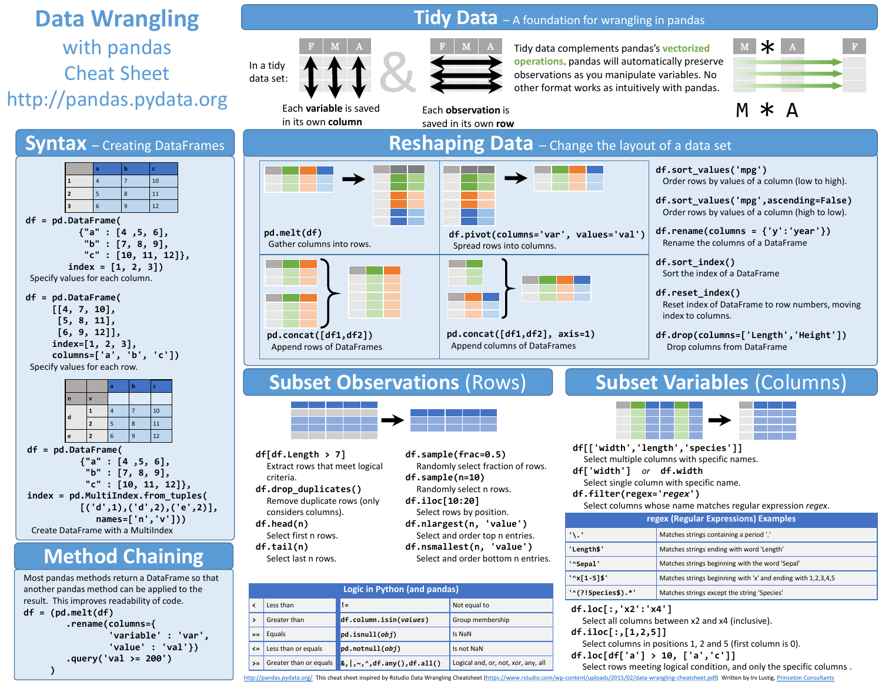# Data Wrangling with pandas Cheat Sheet

http://pandas.pydata.org

## Tidy Data – A foundation for wrangling in pandas

In a tidy data set:

Each **variable** is saved in its own **column**

&

Each **observation** is saved in its own **row**

Tidy data complements pandas's **vectorized operations**. pandas will automatically preserve observations as you manipulate variables. No other format works as intuitively with pandas.

M * A

## Syntax – Creating DataFrames

|   | a | b | c  |
|---|---|---|----|
| 1 | 4 | 7 | 10 |
| 2 | 5 | 8 | 11 |
| 3 | 6 | 9 | 12 |

```
df = pd.DataFrame(
        {"a" : [4 ,5, 6],
         "b" : [7, 8, 9],
         "c" : [10, 11, 12]},
        index = [1, 2, 3])
```

Specify values for each column.

```
df = pd.DataFrame(
    [[4, 7, 10],
     [5, 8, 11],
     [6, 9, 12]],
    index=[1, 2, 3],
    columns=['a', 'b', 'c'])
```

Specify values for each row.

| n | v | a | b | c  |
|---|---|---|---|----|
| d | 1 | 4 | 7 | 10 |
| d | 2 | 5 | 8 | 11 |
| e | 2 | 6 | 9 | 12 |

```
df = pd.DataFrame(
        {"a" : [4 ,5, 6],
         "b" : [7, 8, 9],
         "c" : [10, 11, 12]},
index = pd.MultiIndex.from_tuples(
        [('d',1),('d',2),('e',2)],
           names=['n','v']))
```

Create DataFrame with a MultiIndex

## Method Chaining

Most pandas methods return a DataFrame so that another pandas method can be applied to the result. This improves readability of code.

```
df = (pd.melt(df)
        .rename(columns={
                'variable' : 'var',
                'value' : 'val'})
        .query('val >= 200')
     )
```

## Reshaping Data – Change the layout of a data set

`pd.melt(df)`
Gather columns into rows.

`df.pivot(columns='var', values='val')`
Spread rows into columns.

`pd.concat([df1,df2])`
Append rows of DataFrames

`pd.concat([df1,df2], axis=1)`
Append columns of DataFrames

`df.sort_values('mpg')`
Order rows by values of a column (low to high).

`df.sort_values('mpg',ascending=False)`
Order rows by values of a column (high to low).

`df.rename(columns = {'y':'year'})`
Rename the columns of a DataFrame

`df.sort_index()`
Sort the index of a DataFrame

`df.reset_index()`
Reset index of DataFrame to row numbers, moving index to columns.

`df.drop(columns=['Length','Height'])`
Drop columns from DataFrame

## Subset Observations (Rows)

`df[df.Length > 7]`
Extract rows that meet logical criteria.

`df.drop_duplicates()`
Remove duplicate rows (only considers columns).

`df.head(n)`
Select first n rows.

`df.tail(n)`
Select last n rows.

`df.sample(frac=0.5)`
Randomly select fraction of rows.

`df.sample(n=10)`
Randomly select n rows.

`df.iloc[10:20]`
Select rows by position.

`df.nlargest(n, 'value')`
Select and order top n entries.

`df.nsmallest(n, 'value')`
Select and order bottom n entries.

**Logic in Python (and pandas)**

| | | | |
|---|---|---|---|
| < | Less than | != | Not equal to |
| > | Greater than | df.column.isin(*values*) | Group membership |
| == | Equals | pd.isnull(*obj*) | Is NaN |
| <= | Less than or equals | pd.notnull(*obj*) | Is not NaN |
| >= | Greater than or equals | &,\|,~,^,df.any(),df.all() | Logical and, or, not, xor, any, all |

## Subset Variables (Columns)

`df[['width','length','species']]`
Select multiple columns with specific names.

`df['width']` or `df.width`
Select single column with specific name.

`df.filter(regex='regex')`
Select columns whose name matches regular expression *regex*.

**regex (Regular Expressions) Examples**

| | |
|---|---|
| '\.' | Matches strings containing a period '.' |
| 'Length$' | Matches strings ending with word 'Length' |
| '^Sepal' | Matches strings beginning with the word 'Sepal' |
| '^x[1-5]$' | Matches strings beginning with 'x' and ending with 1,2,3,4,5 |
| '^(?!Species$).*' | Matches strings except the string 'Species' |

`df.loc[:,'x2':'x4']`
Select all columns between x2 and x4 (inclusive).

`df.iloc[:,[1,2,5]]`
Select columns in positions 1, 2 and 5 (first column is 0).

`df.loc[df['a'] > 10, ['a','c']]`
Select rows meeting logical condition, and only the specific columns .

http://pandas.pydata.org/ This cheat sheet inspired by Rstudio Data Wrangling Cheatsheet (https://www.rstudio.com/wp-content/uploads/2015/02/data-wrangling-cheatsheet.pdf) Written by Irv Lustig, Princeton Consultants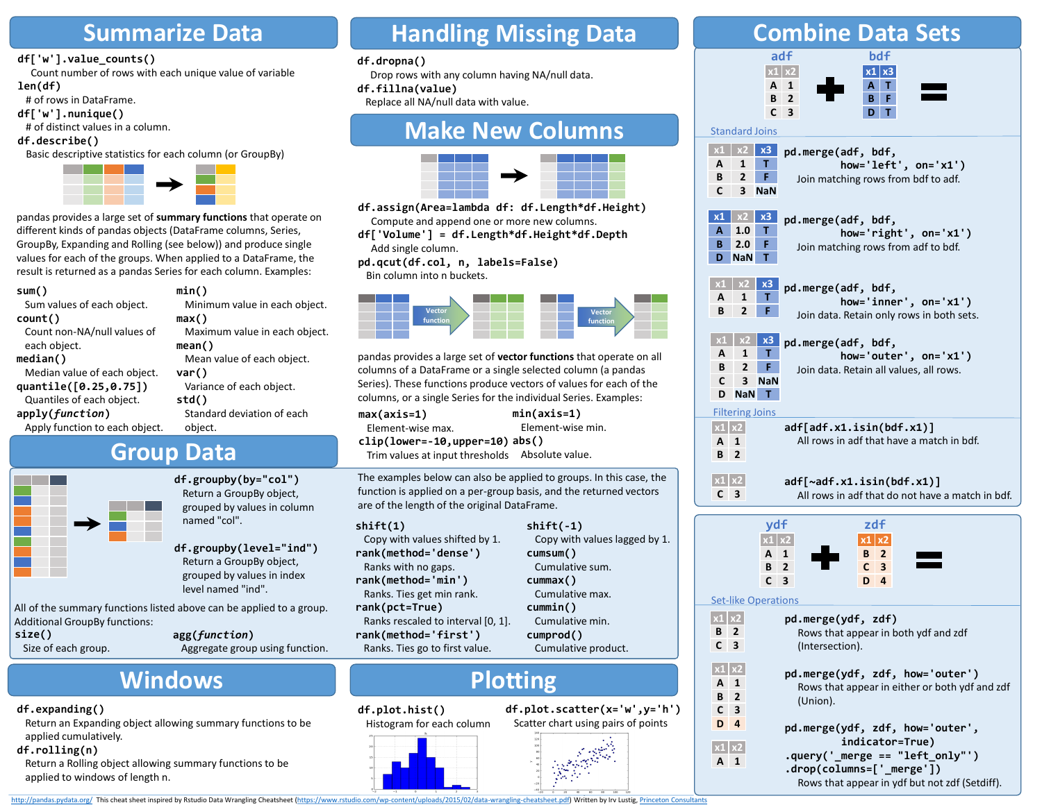# Summarize Data

**df['w'].value_counts()**
Count number of rows with each unique value of variable

**len(df)**
\# of rows in DataFrame.

**df['w'].nunique()**
\# of distinct values in a column.

**df.describe()**
Basic descriptive statistics for each column (or GroupBy)

pandas provides a large set of **summary functions** that operate on different kinds of pandas objects (DataFrame columns, Series, GroupBy, Expanding and Rolling (see below)) and produce single values for each of the groups. When applied to a DataFrame, the result is returned as a pandas Series for each column. Examples:

**sum()**
Sum values of each object.

**count()**
Count non-NA/null values of each object.

**median()**
Median value of each object.

**quantile([0.25,0.75])**
Quantiles of each object.

**apply(*function*)**
Apply function to each object.

**min()**
Minimum value in each object.

**max()**
Maximum value in each object.

**mean()**
Mean value of each object.

**var()**
Variance of each object.

**std()**
Standard deviation of each object.

# Group Data

**df.groupby(by="col")**
Return a GroupBy object, grouped by values in column named "col".

**df.groupby(level="ind")**
Return a GroupBy object, grouped by values in index level named "ind".

All of the summary functions listed above can be applied to a group. Additional GroupBy functions:

**size()**
Size of each group.

**agg(*function*)**
Aggregate group using function.

# Windows

**df.expanding()**
Return an Expanding object allowing summary functions to be applied cumulatively.

**df.rolling(n)**
Return a Rolling object allowing summary functions to be applied to windows of length n.

# Handling Missing Data

**df.dropna()**
Drop rows with any column having NA/null data.

**df.fillna(value)**
Replace all NA/null data with value.

# Make New Columns

**df.assign(Area=lambda df: df.Length\*df.Height)**
Compute and append one or more new columns.

**df['Volume'] = df.Length\*df.Height\*df.Depth**
Add single column.

**pd.qcut(df.col, n, labels=False)**
Bin column into n buckets.

Vector function

Vector function

pandas provides a large set of **vector functions** that operate on all columns of a DataFrame or a single selected column (a pandas Series). These functions produce vectors of values for each of the columns, or a single Series for the individual Series. Examples:

**max(axis=1)**
Element-wise max.

**clip(lower=-10,upper=10)**
Trim values at input thresholds

**min(axis=1)**
Element-wise min.

**abs()**
Absolute value.

The examples below can also be applied to groups. In this case, the function is applied on a per-group basis, and the returned vectors are of the length of the original DataFrame.

**shift(1)**
Copy with values shifted by 1.

**rank(method='dense')**
Ranks with no gaps.

**rank(method='min')**
Ranks. Ties get min rank.

**rank(pct=True)**
Ranks rescaled to interval [0, 1].

**rank(method='first')**
Ranks. Ties go to first value.

**shift(-1)**
Copy with values lagged by 1.

**cumsum()**
Cumulative sum.

**cummax()**
Cumulative max.

**cummin()**
Cumulative min.

**cumprod()**
Cumulative product.

# Plotting

**df.plot.hist()**
Histogram for each column

**df.plot.scatter(x='w',y='h')**
Scatter chart using pairs of points

# Combine Data Sets

adf

| x1 | x2 |
|---|---|
| A | 1 |
| B | 2 |
| C | 3 |

bdf

| x1 | x3 |
|---|---|
| A | T |
| B | F |
| D | T |

## Standard Joins

| x1 | x2 | x3 |
|---|---|---|
| A | 1 | T |
| B | 2 | F |
| C | 3 | NaN |

**pd.merge(adf, bdf, how='left', on='x1')**
Join matching rows from bdf to adf.

| x1 | x2 | x3 |
|---|---|---|
| A | 1.0 | T |
| B | 2.0 | F |
| D | NaN | T |

**pd.merge(adf, bdf, how='right', on='x1')**
Join matching rows from adf to bdf.

| x1 | x2 | x3 |
|---|---|---|
| A | 1 | T |
| B | 2 | F |

**pd.merge(adf, bdf, how='inner', on='x1')**
Join data. Retain only rows in both sets.

| x1 | x2 | x3 |
|---|---|---|
| A | 1 | T |
| B | 2 | F |
| C | 3 | NaN |
| D | NaN | T |

**pd.merge(adf, bdf, how='outer', on='x1')**
Join data. Retain all values, all rows.

## Filtering Joins

| x1 | x2 |
|---|---|
| A | 1 |
| B | 2 |

**adf[adf.x1.isin(bdf.x1)]**
All rows in adf that have a match in bdf.

| x1 | x2 |
|---|---|
| C | 3 |

**adf[~adf.x1.isin(bdf.x1)]**
All rows in adf that do not have a match in bdf.

ydf

| x1 | x2 |
|---|---|
| A | 1 |
| B | 2 |
| C | 3 |

zdf

| x1 | x2 |
|---|---|
| B | 2 |
| C | 3 |
| D | 4 |

## Set-like Operations

| x1 | x2 |
|---|---|
| B | 2 |
| C | 3 |

**pd.merge(ydf, zdf)**
Rows that appear in both ydf and zdf (Intersection).

| x1 | x2 |
|---|---|
| A | 1 |
| B | 2 |
| C | 3 |
| D | 4 |

**pd.merge(ydf, zdf, how='outer')**
Rows that appear in either or both ydf and zdf (Union).

| x1 | x2 |
|---|---|
| A | 1 |

**pd.merge(ydf, zdf, how='outer', indicator=True)**
**.query('\_merge == "left_only"')**
**.drop(columns=['\_merge'])**
Rows that appear in ydf but not zdf (Setdiff).

http://pandas.pydata.org/ This cheat sheet inspired by Rstudio Data Wrangling Cheatsheet (https://www.rstudio.com/wp-content/uploads/2015/02/data-wrangling-cheatsheet.pdf) Written by Irv Lustig, Princeton Consultants